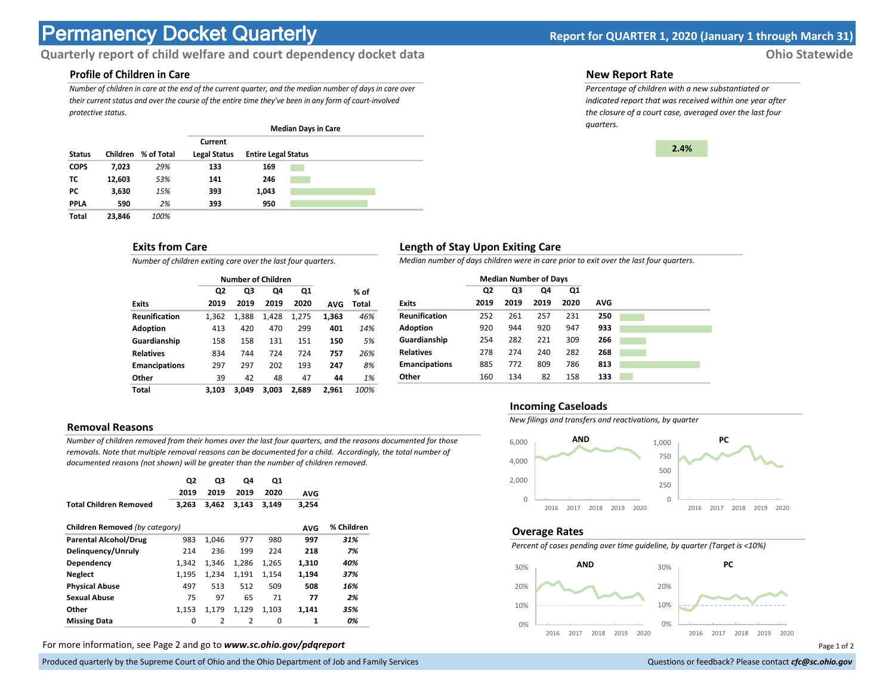# Permanency Docket Quarterly

**Report for QUARTER 1, 2020 (January 1 through March 31)**

**Quarterly report of child welfare and court dependency docket data**

**Ohio Statewide**

## Profile of Children in Care

*Number of children in care at the end of the current quarter, and the median number of days in care over their current status and over the course of the entire time they've been in any form of court-involved protective status.*

| Status | Children | % of Total | Median Days in Care: Current Legal Status | Median Days in Care: Entire Legal Status |
|---|---|---|---|---|
| **COPS** | **7,023** | *29%* | **133** | **169** |
| **TC** | **12,603** | *53%* | **141** | **246** |
| **PC** | **3,630** | *15%* | **393** | **1,043** |
| **PPLA** | **590** | *2%* | **393** | **950** |
| **Total** | **23,846** | *100%* | | |

## New Report Rate

*Percentage of children with a new substantiated or indicated report that was received within one year after the closure of a court case, averaged over the last four quarters.*

**2.4%**

## Exits from Care

*Number of children exiting care over the last four quarters.*

| Exits | Q2 2019 | Q3 2019 | Q4 2019 | Q1 2020 | AVG | % of Total |
|---|---|---|---|---|---|---|
| **Reunification** | 1,362 | 1,388 | 1,428 | 1,275 | **1,363** | *46%* |
| **Adoption** | 413 | 420 | 470 | 299 | **401** | *14%* |
| **Guardianship** | 158 | 158 | 131 | 151 | **150** | *5%* |
| **Relatives** | 834 | 744 | 724 | 724 | **757** | *26%* |
| **Emancipations** | 297 | 297 | 202 | 193 | **247** | *8%* |
| **Other** | 39 | 42 | 48 | 47 | **44** | *1%* |
| **Total** | **3,103** | **3,049** | **3,003** | **2,689** | **2,961** | *100%* |

## Length of Stay Upon Exiting Care

*Median number of days children were in care prior to exit over the last four quarters.*

| Exits | Q2 2019 | Q3 2019 | Q4 2019 | Q1 2020 | AVG |
|---|---|---|---|---|---|
| **Reunification** | 252 | 261 | 257 | 231 | **250** |
| **Adoption** | 920 | 944 | 920 | 947 | **933** |
| **Guardianship** | 254 | 282 | 221 | 309 | **266** |
| **Relatives** | 278 | 274 | 240 | 282 | **268** |
| **Emancipations** | 885 | 772 | 809 | 786 | **813** |
| **Other** | 160 | 134 | 82 | 158 | **133** |

## Removal Reasons

*Number of children removed from their homes over the last four quarters, and the reasons documented for those removals. Note that multiple removal reasons can be documented for a child. Accordingly, the total number of documented reasons (not shown) will be greater than the number of children removed.*

| | Q2 2019 | Q3 2019 | Q4 2019 | Q1 2020 | AVG | |
|---|---|---|---|---|---|---|
| **Total Children Removed** | **3,263** | **3,462** | **3,143** | **3,149** | **3,254** | |
| **Children Removed** *(by category)* | | | | | **AVG** | **% Children** |
| **Parental Alcohol/Drug** | 983 | 1,046 | 977 | 980 | **997** | ***31%*** |
| **Delinquency/Unruly** | 214 | 236 | 199 | 224 | **218** | ***7%*** |
| **Dependency** | 1,342 | 1,346 | 1,286 | 1,265 | **1,310** | ***40%*** |
| **Neglect** | 1,195 | 1,234 | 1,191 | 1,154 | **1,194** | ***37%*** |
| **Physical Abuse** | 497 | 513 | 512 | 509 | **508** | ***16%*** |
| **Sexual Abuse** | 75 | 97 | 65 | 71 | **77** | ***2%*** |
| **Other** | 1,153 | 1,179 | 1,129 | 1,103 | **1,141** | ***35%*** |
| **Missing Data** | 0 | 2 | 2 | 0 | **1** | ***0%*** |

## Incoming Caseloads

*New filings and transfers and reactivations, by quarter*

**AND** **PC**

## Overage Rates

*Percent of cases pending over time guideline, by quarter (Target is <10%)*

**AND** **PC**

For more information, see Page 2 and go to ***www.sc.ohio.gov/pdqreport***

Produced quarterly by the Supreme Court of Ohio and the Ohio Department of Job and Family Services

Questions or feedback? Please contact ***cfc@sc.ohio.gov***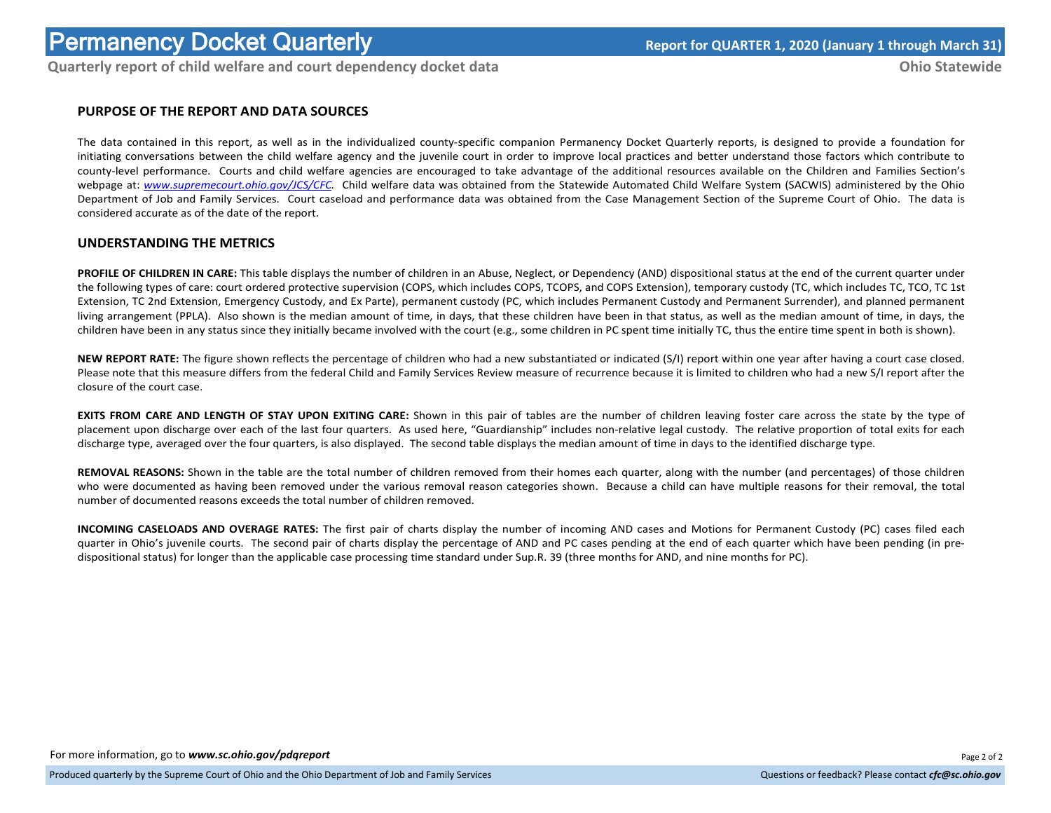# Permanency Docket Quarterly

**Report for QUARTER 1, 2020 (January 1 through March 31)**

**Quarterly report of child welfare and court dependency docket data**

**Ohio Statewide**

## PURPOSE OF THE REPORT AND DATA SOURCES

The data contained in this report, as well as in the individualized county-specific companion Permanency Docket Quarterly reports, is designed to provide a foundation for initiating conversations between the child welfare agency and the juvenile court in order to improve local practices and better understand those factors which contribute to county-level performance. Courts and child welfare agencies are encouraged to take advantage of the additional resources available on the Children and Families Section's webpage at: *www.supremecourt.ohio.gov/JCS/CFC*. Child welfare data was obtained from the Statewide Automated Child Welfare System (SACWIS) administered by the Ohio Department of Job and Family Services. Court caseload and performance data was obtained from the Case Management Section of the Supreme Court of Ohio. The data is considered accurate as of the date of the report.

## UNDERSTANDING THE METRICS

**PROFILE OF CHILDREN IN CARE:** This table displays the number of children in an Abuse, Neglect, or Dependency (AND) dispositional status at the end of the current quarter under the following types of care: court ordered protective supervision (COPS, which includes COPS, TCOPS, and COPS Extension), temporary custody (TC, which includes TC, TCO, TC 1st Extension, TC 2nd Extension, Emergency Custody, and Ex Parte), permanent custody (PC, which includes Permanent Custody and Permanent Surrender), and planned permanent living arrangement (PPLA). Also shown is the median amount of time, in days, that these children have been in that status, as well as the median amount of time, in days, the children have been in any status since they initially became involved with the court (e.g., some children in PC spent time initially TC, thus the entire time spent in both is shown).

**NEW REPORT RATE:** The figure shown reflects the percentage of children who had a new substantiated or indicated (S/I) report within one year after having a court case closed. Please note that this measure differs from the federal Child and Family Services Review measure of recurrence because it is limited to children who had a new S/I report after the closure of the court case.

**EXITS FROM CARE AND LENGTH OF STAY UPON EXITING CARE:** Shown in this pair of tables are the number of children leaving foster care across the state by the type of placement upon discharge over each of the last four quarters. As used here, "Guardianship" includes non-relative legal custody. The relative proportion of total exits for each discharge type, averaged over the four quarters, is also displayed. The second table displays the median amount of time in days to the identified discharge type.

**REMOVAL REASONS:** Shown in the table are the total number of children removed from their homes each quarter, along with the number (and percentages) of those children who were documented as having been removed under the various removal reason categories shown. Because a child can have multiple reasons for their removal, the total number of documented reasons exceeds the total number of children removed.

**INCOMING CASELOADS AND OVERAGE RATES:** The first pair of charts display the number of incoming AND cases and Motions for Permanent Custody (PC) cases filed each quarter in Ohio's juvenile courts. The second pair of charts display the percentage of AND and PC cases pending at the end of each quarter which have been pending (in pre-dispositional status) for longer than the applicable case processing time standard under Sup.R. 39 (three months for AND, and nine months for PC).

For more information, go to ***www.sc.ohio.gov/pdqreport***

Produced quarterly by the Supreme Court of Ohio and the Ohio Department of Job and Family Services

Questions or feedback? Please contact ***cfc@sc.ohio.gov***